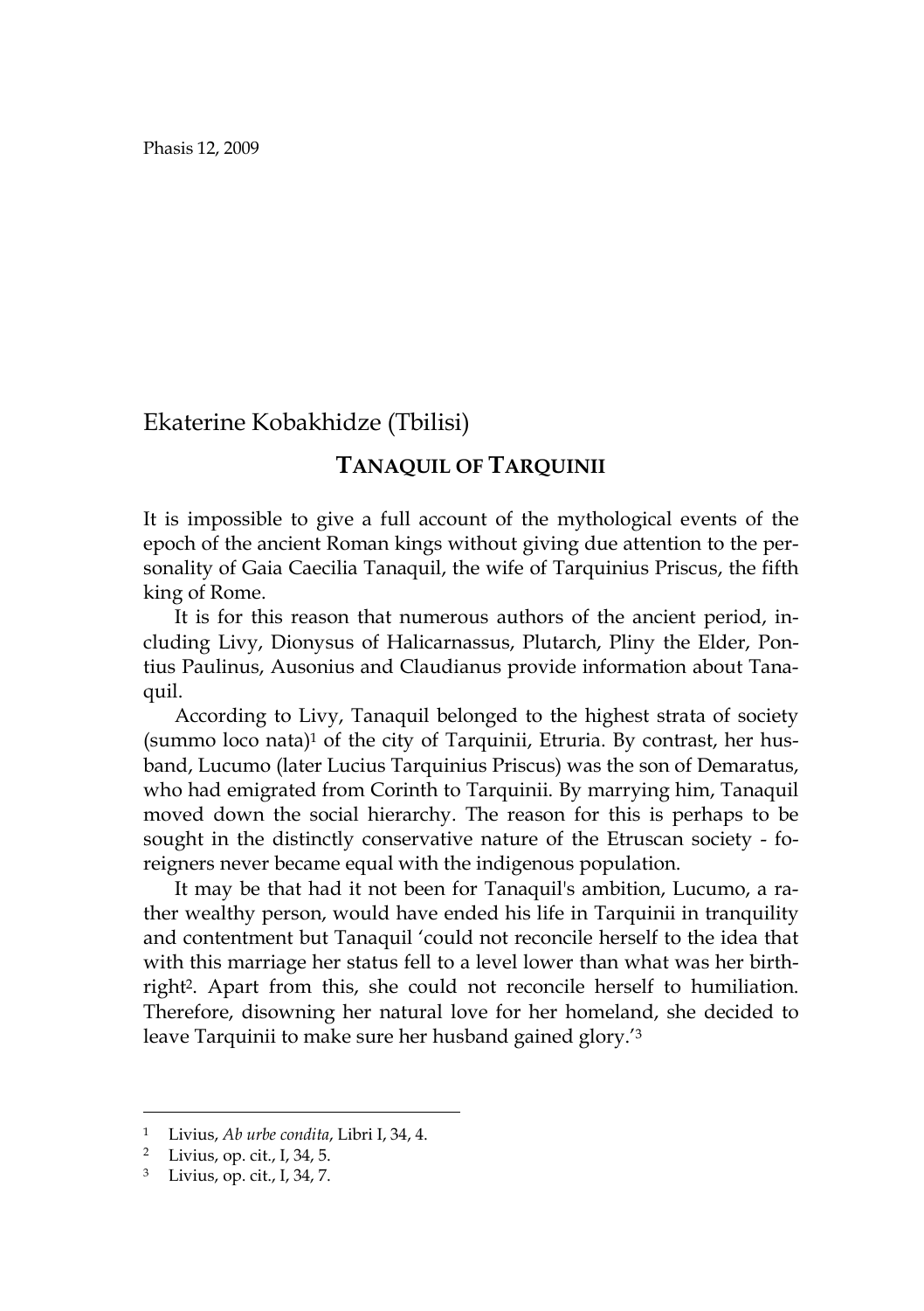Ekaterine Kobakhidze (Tbilisi)

# TANAQUIL OF TARQUINII

It is impossible to give a full account of the mythological events of the epoch of the ancient Roman kings without giving due attention to the personality of Gaia Caecilia Tanaquil, the wife of Tarquinius Priscus, the fifth king of Rome.

It is for this reason that numerous authors of the ancient period, including Livy, Dionysus of Halicarnassus, Plutarch, Pliny the Elder, Pontius Paulinus, Ausonius and Claudianus provide information about Tanaquil.

According to Livy, Tanaquil belonged to the highest strata of society (summo loco nata)[1] of the city of Tarquinii, Etruria. By contrast, her husband, Lucumo (later Lucius Tarquinius Priscus) was the son of Demaratus, who had emigrated from Corinth to Tarquinii. By marrying him, Tanaquil moved down the social hierarchy. The reason for this is perhaps to be sought in the distinctly conservative nature of the Etruscan society - foreigners never became equal with the indigenous population.

It may be that had it not been for Tanaquil's ambition, Lucumo, a rather wealthy person, would have ended his life in Tarquinii in tranquility and contentment but Tanaquil 'could not reconcile herself to the idea that with this marriage her status fell to a level lower than what was her birthright[2]. Apart from this, she could not reconcile herself to humiliation. Therefore, disowning her natural love for her homeland, she decided to leave Tarquinii to make sure her husband gained glory.'[3]

---

[1] Livius, *Ab urbe condita*, Libri I, 34, 4.

[2] Livius, op. cit., I, 34, 5.

[3] Livius, op. cit., I, 34, 7.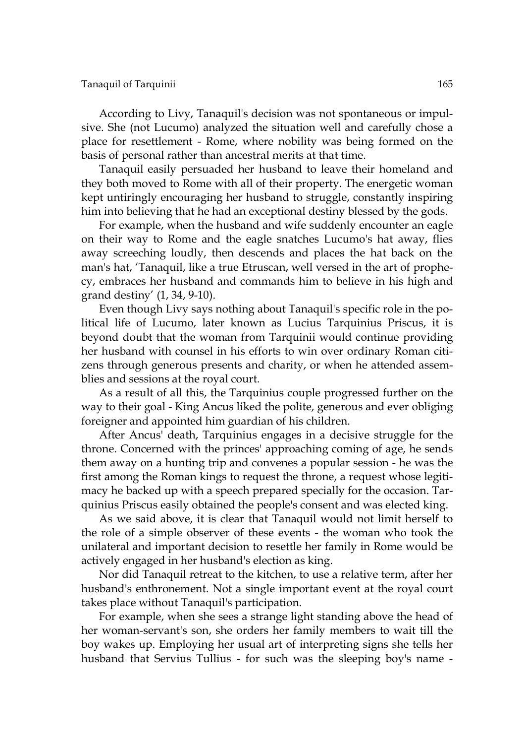According to Livy, Tanaquil's decision was not spontaneous or impulsive. She (not Lucumo) analyzed the situation well and carefully chose a place for resettlement - Rome, where nobility was being formed on the basis of personal rather than ancestral merits at that time.

Tanaquil easily persuaded her husband to leave their homeland and they both moved to Rome with all of their property. The energetic woman kept untiringly encouraging her husband to struggle, constantly inspiring him into believing that he had an exceptional destiny blessed by the gods.

For example, when the husband and wife suddenly encounter an eagle on their way to Rome and the eagle snatches Lucumo's hat away, flies away screeching loudly, then descends and places the hat back on the man's hat, 'Tanaquil, like a true Etruscan, well versed in the art of prophecy, embraces her husband and commands him to believe in his high and grand destiny' (1, 34, 9-10).

Even though Livy says nothing about Tanaquil's specific role in the political life of Lucumo, later known as Lucius Tarquinius Priscus, it is beyond doubt that the woman from Tarquinii would continue providing her husband with counsel in his efforts to win over ordinary Roman citizens through generous presents and charity, or when he attended assemblies and sessions at the royal court.

As a result of all this, the Tarquinius couple progressed further on the way to their goal - King Ancus liked the polite, generous and ever obliging foreigner and appointed him guardian of his children.

After Ancus' death, Tarquinius engages in a decisive struggle for the throne. Concerned with the princes' approaching coming of age, he sends them away on a hunting trip and convenes a popular session - he was the first among the Roman kings to request the throne, a request whose legitimacy he backed up with a speech prepared specially for the occasion. Tarquinius Priscus easily obtained the people's consent and was elected king.

As we said above, it is clear that Tanaquil would not limit herself to the role of a simple observer of these events - the woman who took the unilateral and important decision to resettle her family in Rome would be actively engaged in her husband's election as king.

Nor did Tanaquil retreat to the kitchen, to use a relative term, after her husband's enthronement. Not a single important event at the royal court takes place without Tanaquil's participation.

For example, when she sees a strange light standing above the head of her woman-servant's son, she orders her family members to wait till the boy wakes up. Employing her usual art of interpreting signs she tells her husband that Servius Tullius - for such was the sleeping boy's name -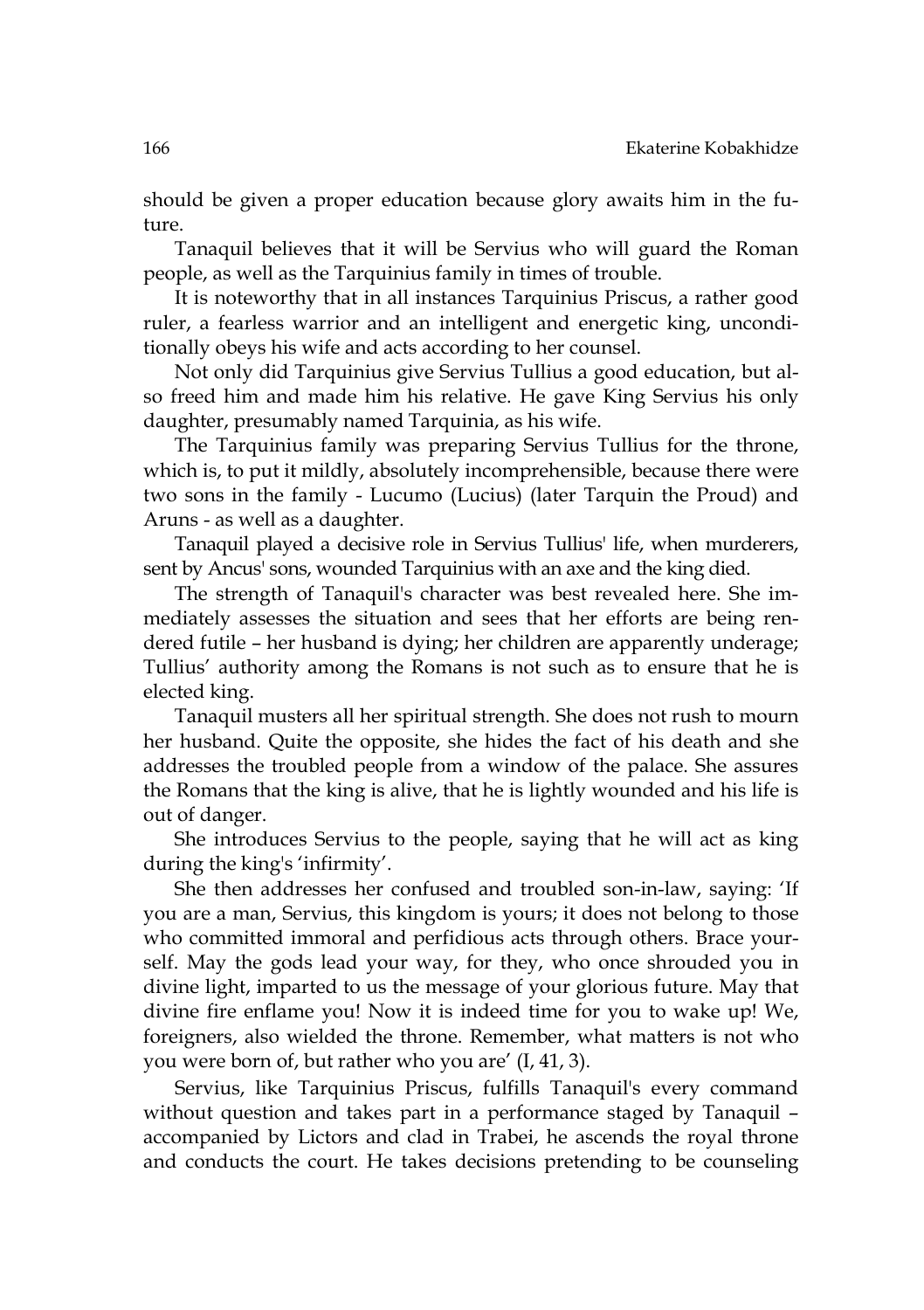should be given a proper education because glory awaits him in the future.

Tanaquil believes that it will be Servius who will guard the Roman people, as well as the Tarquinius family in times of trouble.

It is noteworthy that in all instances Tarquinius Priscus, a rather good ruler, a fearless warrior and an intelligent and energetic king, unconditionally obeys his wife and acts according to her counsel.

Not only did Tarquinius give Servius Tullius a good education, but also freed him and made him his relative. He gave King Servius his only daughter, presumably named Tarquinia, as his wife.

The Tarquinius family was preparing Servius Tullius for the throne, which is, to put it mildly, absolutely incomprehensible, because there were two sons in the family - Lucumo (Lucius) (later Tarquin the Proud) and Aruns - as well as a daughter.

Tanaquil played a decisive role in Servius Tullius' life, when murderers, sent by Ancus' sons, wounded Tarquinius with an axe and the king died.

The strength of Tanaquil's character was best revealed here. She immediately assesses the situation and sees that her efforts are being rendered futile – her husband is dying; her children are apparently underage; Tullius' authority among the Romans is not such as to ensure that he is elected king.

Tanaquil musters all her spiritual strength. She does not rush to mourn her husband. Quite the opposite, she hides the fact of his death and she addresses the troubled people from a window of the palace. She assures the Romans that the king is alive, that he is lightly wounded and his life is out of danger.

She introduces Servius to the people, saying that he will act as king during the king's 'infirmity'.

She then addresses her confused and troubled son-in-law, saying: 'If you are a man, Servius, this kingdom is yours; it does not belong to those who committed immoral and perfidious acts through others. Brace yourself. May the gods lead your way, for they, who once shrouded you in divine light, imparted to us the message of your glorious future. May that divine fire enflame you! Now it is indeed time for you to wake up! We, foreigners, also wielded the throne. Remember, what matters is not who you were born of, but rather who you are' (I, 41, 3).

Servius, like Tarquinius Priscus, fulfills Tanaquil's every command without question and takes part in a performance staged by Tanaquil – accompanied by Lictors and clad in Trabei, he ascends the royal throne and conducts the court. He takes decisions pretending to be counseling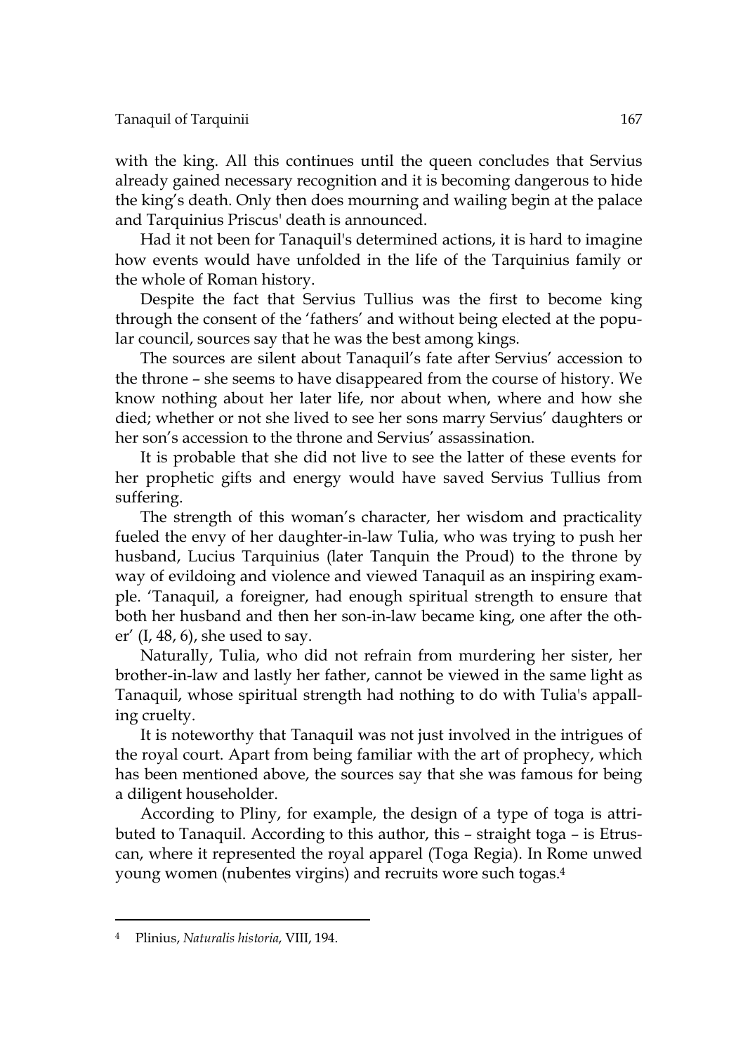with the king. All this continues until the queen concludes that Servius already gained necessary recognition and it is becoming dangerous to hide the king's death. Only then does mourning and wailing begin at the palace and Tarquinius Priscus' death is announced.

Had it not been for Tanaquil's determined actions, it is hard to imagine how events would have unfolded in the life of the Tarquinius family or the whole of Roman history.

Despite the fact that Servius Tullius was the first to become king through the consent of the 'fathers' and without being elected at the popular council, sources say that he was the best among kings.

The sources are silent about Tanaquil's fate after Servius' accession to the throne – she seems to have disappeared from the course of history. We know nothing about her later life, nor about when, where and how she died; whether or not she lived to see her sons marry Servius' daughters or her son's accession to the throne and Servius' assassination.

It is probable that she did not live to see the latter of these events for her prophetic gifts and energy would have saved Servius Tullius from suffering.

The strength of this woman's character, her wisdom and practicality fueled the envy of her daughter-in-law Tulia, who was trying to push her husband, Lucius Tarquinius (later Tanquin the Proud) to the throne by way of evildoing and violence and viewed Tanaquil as an inspiring example. 'Tanaquil, a foreigner, had enough spiritual strength to ensure that both her husband and then her son-in-law became king, one after the other' (I, 48, 6), she used to say.

Naturally, Tulia, who did not refrain from murdering her sister, her brother-in-law and lastly her father, cannot be viewed in the same light as Tanaquil, whose spiritual strength had nothing to do with Tulia's appalling cruelty.

It is noteworthy that Tanaquil was not just involved in the intrigues of the royal court. Apart from being familiar with the art of prophecy, which has been mentioned above, the sources say that she was famous for being a diligent householder.

According to Pliny, for example, the design of a type of toga is attributed to Tanaquil. According to this author, this – straight toga – is Etruscan, where it represented the royal apparel (Toga Regia). In Rome unwed young women (nubentes virgins) and recruits wore such togas.[4]

---

[4] Plinius, *Naturalis historia*, VIII, 194.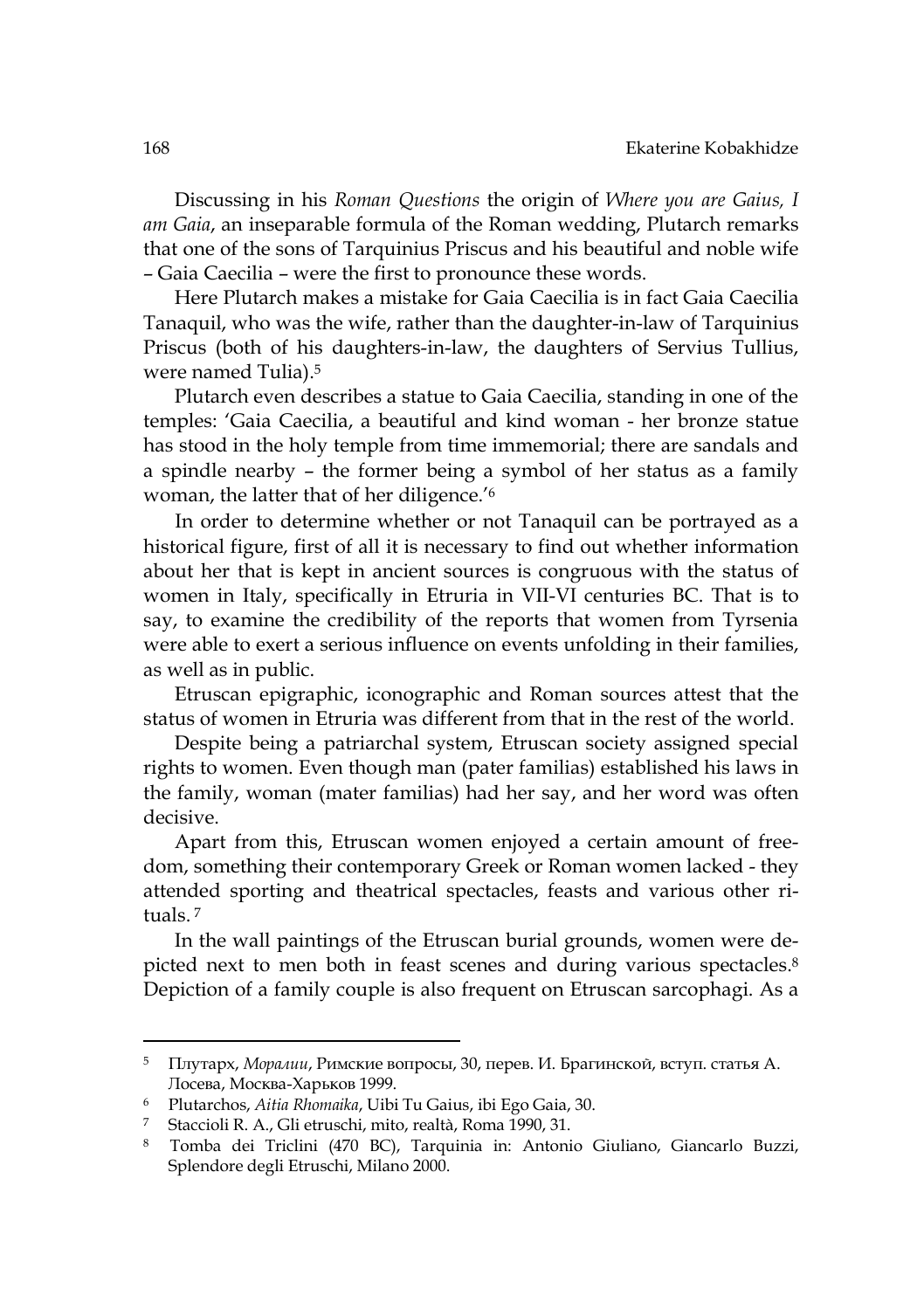Discussing in his *Roman Questions* the origin of *Where you are Gaius, I am Gaia*, an inseparable formula of the Roman wedding, Plutarch remarks that one of the sons of Tarquinius Priscus and his beautiful and noble wife – Gaia Caecilia – were the first to pronounce these words.

Here Plutarch makes a mistake for Gaia Caecilia is in fact Gaia Caecilia Tanaquil, who was the wife, rather than the daughter-in-law of Tarquinius Priscus (both of his daughters-in-law, the daughters of Servius Tullius, were named Tulia).[5]

Plutarch even describes a statue to Gaia Caecilia, standing in one of the temples: 'Gaia Caecilia, a beautiful and kind woman - her bronze statue has stood in the holy temple from time immemorial; there are sandals and a spindle nearby – the former being a symbol of her status as a family woman, the latter that of her diligence.'[6]

In order to determine whether or not Tanaquil can be portrayed as a historical figure, first of all it is necessary to find out whether information about her that is kept in ancient sources is congruous with the status of women in Italy, specifically in Etruria in VII-VI centuries BC. That is to say, to examine the credibility of the reports that women from Tyrsenia were able to exert a serious influence on events unfolding in their families, as well as in public.

Etruscan epigraphic, iconographic and Roman sources attest that the status of women in Etruria was different from that in the rest of the world.

Despite being a patriarchal system, Etruscan society assigned special rights to women. Even though man (pater familias) established his laws in the family, woman (mater familias) had her say, and her word was often decisive.

Apart from this, Etruscan women enjoyed a certain amount of freedom, something their contemporary Greek or Roman women lacked - they attended sporting and theatrical spectacles, feasts and various other rituals. [7]

In the wall paintings of the Etruscan burial grounds, women were depicted next to men both in feast scenes and during various spectacles.[8] Depiction of a family couple is also frequent on Etruscan sarcophagi. As a

---

[5] Плутарх, *Моралии*, Римские вопросы, 30, перев. И. Брагинской, вступ. статья А. Лосева, Москва-Харьков 1999.

[6] Plutarchos, *Aitia Rhomaika*, Uibi Tu Gaius, ibi Ego Gaia, 30.

[7] Staccioli R. A., Gli etruschi, mito, realtà, Roma 1990, 31.

[8] Tomba dei Triclini (470 BC), Tarquinia in: Antonio Giuliano, Giancarlo Buzzi, Splendore degli Etruschi, Milano 2000.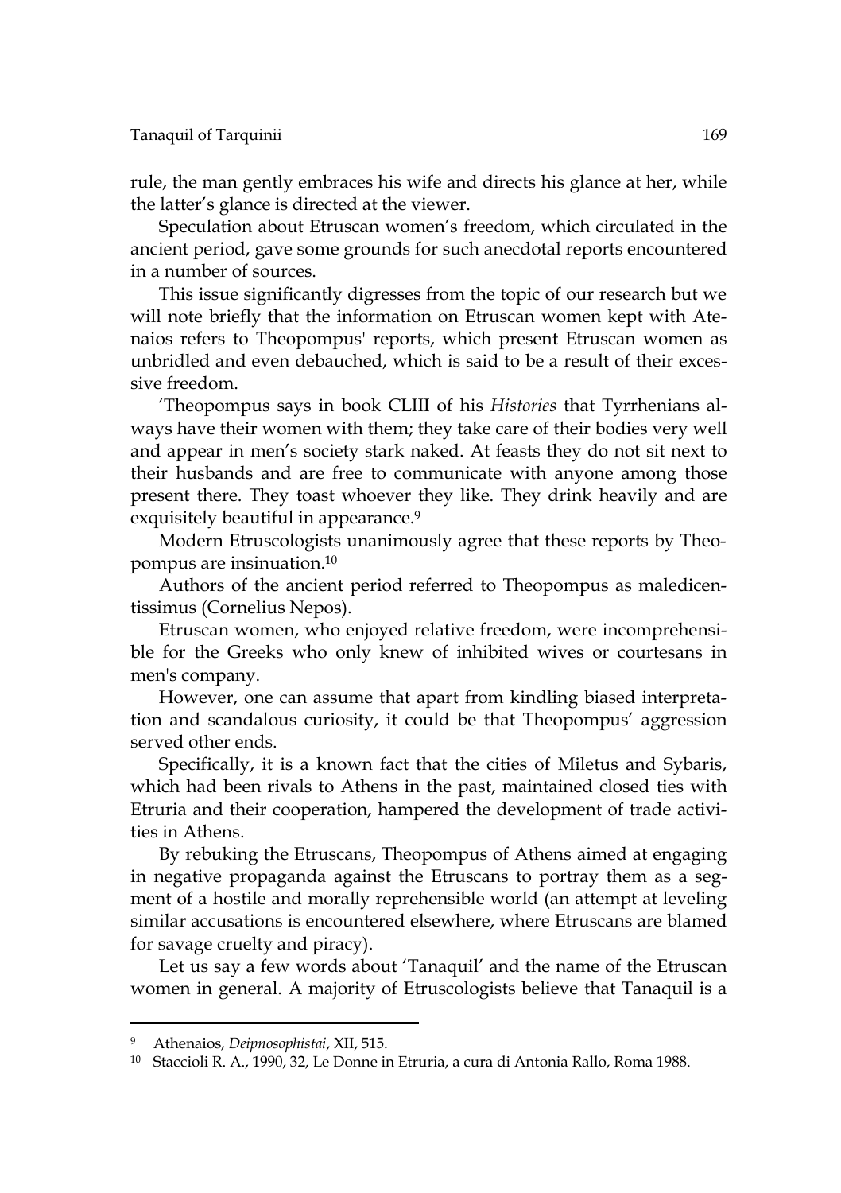rule, the man gently embraces his wife and directs his glance at her, while the latter's glance is directed at the viewer.

Speculation about Etruscan women's freedom, which circulated in the ancient period, gave some grounds for such anecdotal reports encountered in a number of sources.

This issue significantly digresses from the topic of our research but we will note briefly that the information on Etruscan women kept with Atenaios refers to Theopompus' reports, which present Etruscan women as unbridled and even debauched, which is said to be a result of their excessive freedom.

'Theopompus says in book CLIII of his *Histories* that Tyrrhenians always have their women with them; they take care of their bodies very well and appear in men's society stark naked. At feasts they do not sit next to their husbands and are free to communicate with anyone among those present there. They toast whoever they like. They drink heavily and are exquisitely beautiful in appearance.[9]

Modern Etruscologists unanimously agree that these reports by Theopompus are insinuation.[10]

Authors of the ancient period referred to Theopompus as maledicentissimus (Cornelius Nepos).

Etruscan women, who enjoyed relative freedom, were incomprehensible for the Greeks who only knew of inhibited wives or courtesans in men's company.

However, one can assume that apart from kindling biased interpretation and scandalous curiosity, it could be that Theopompus' aggression served other ends.

Specifically, it is a known fact that the cities of Miletus and Sybaris, which had been rivals to Athens in the past, maintained closed ties with Etruria and their cooperation, hampered the development of trade activities in Athens.

By rebuking the Etruscans, Theopompus of Athens aimed at engaging in negative propaganda against the Etruscans to portray them as a segment of a hostile and morally reprehensible world (an attempt at leveling similar accusations is encountered elsewhere, where Etruscans are blamed for savage cruelty and piracy).

Let us say a few words about 'Tanaquil' and the name of the Etruscan women in general. A majority of Etruscologists believe that Tanaquil is a

---

[9] Athenaios, *Deipnosophistai*, XII, 515.

[10] Staccioli R. A., 1990, 32, Le Donne in Etruria, a cura di Antonia Rallo, Roma 1988.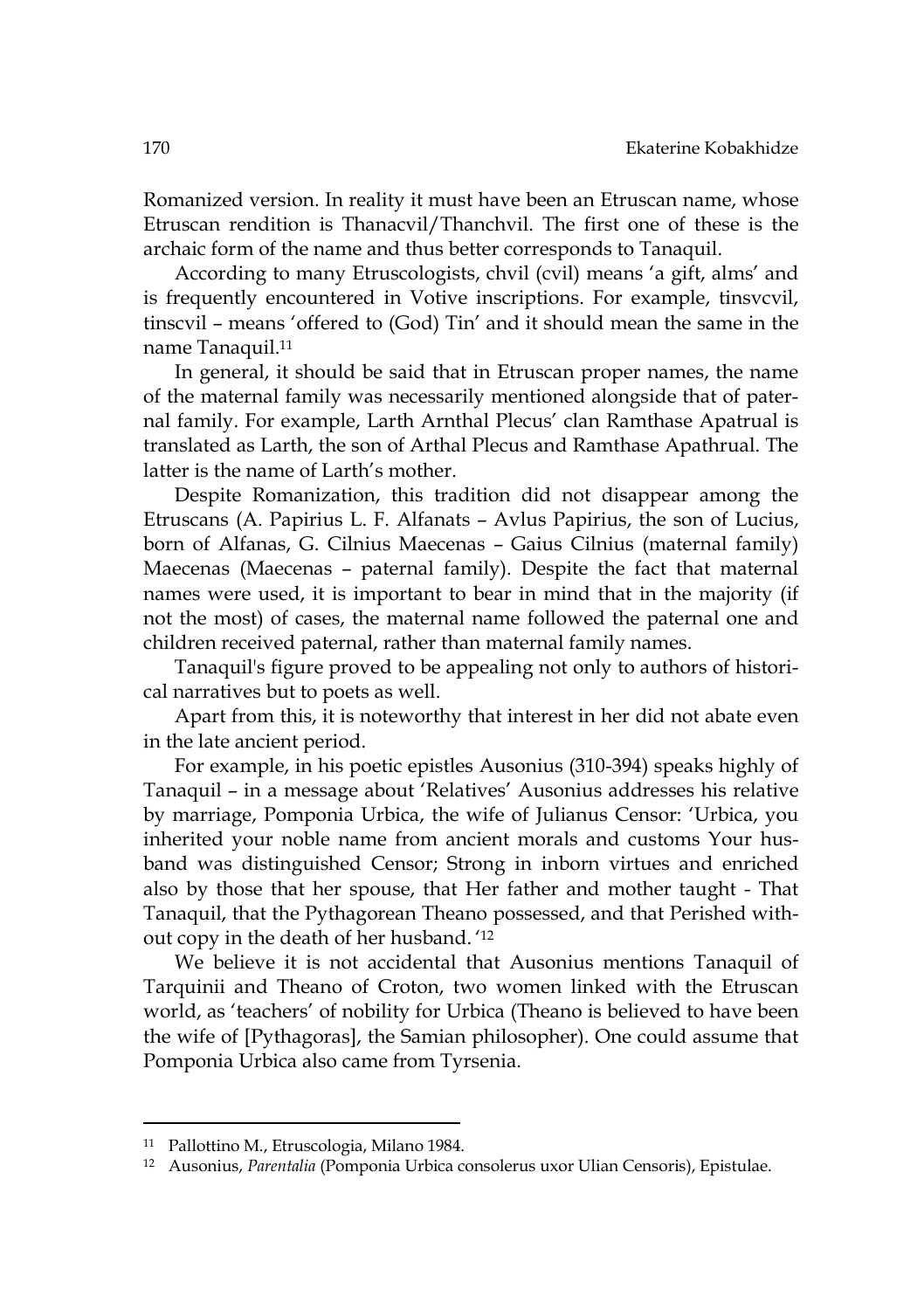Romanized version. In reality it must have been an Etruscan name, whose Etruscan rendition is Thanacvil/Thanchvil. The first one of these is the archaic form of the name and thus better corresponds to Tanaquil.

According to many Etruscologists, chvil (cvil) means 'a gift, alms' and is frequently encountered in Votive inscriptions. For example, tinsvcvil, tinscvil – means 'offered to (God) Tin' and it should mean the same in the name Tanaquil.[11]

In general, it should be said that in Etruscan proper names, the name of the maternal family was necessarily mentioned alongside that of paternal family. For example, Larth Arnthal Plecus' clan Ramthase Apatrual is translated as Larth, the son of Arthal Plecus and Ramthase Apathrual. The latter is the name of Larth's mother.

Despite Romanization, this tradition did not disappear among the Etruscans (A. Papirius L. F. Alfanats – Avlus Papirius, the son of Lucius, born of Alfanas, G. Cilnius Maecenas – Gaius Cilnius (maternal family) Maecenas (Maecenas – paternal family). Despite the fact that maternal names were used, it is important to bear in mind that in the majority (if not the most) of cases, the maternal name followed the paternal one and children received paternal, rather than maternal family names.

Tanaquil's figure proved to be appealing not only to authors of historical narratives but to poets as well.

Apart from this, it is noteworthy that interest in her did not abate even in the late ancient period.

For example, in his poetic epistles Ausonius (310-394) speaks highly of Tanaquil – in a message about 'Relatives' Ausonius addresses his relative by marriage, Pomponia Urbica, the wife of Julianus Censor: 'Urbica, you inherited your noble name from ancient morals and customs Your husband was distinguished Censor; Strong in inborn virtues and enriched also by those that her spouse, that Her father and mother taught - That Tanaquil, that the Pythagorean Theano possessed, and that Perished without copy in the death of her husband. '[12]

We believe it is not accidental that Ausonius mentions Tanaquil of Tarquinii and Theano of Croton, two women linked with the Etruscan world, as 'teachers' of nobility for Urbica (Theano is believed to have been the wife of [Pythagoras], the Samian philosopher). One could assume that Pomponia Urbica also came from Tyrsenia.

---

[11] Pallottino M., Etruscologia, Milano 1984.

[12] Ausonius, *Parentalia* (Pomponia Urbica consolerus uxor Ulian Censoris), Epistulae.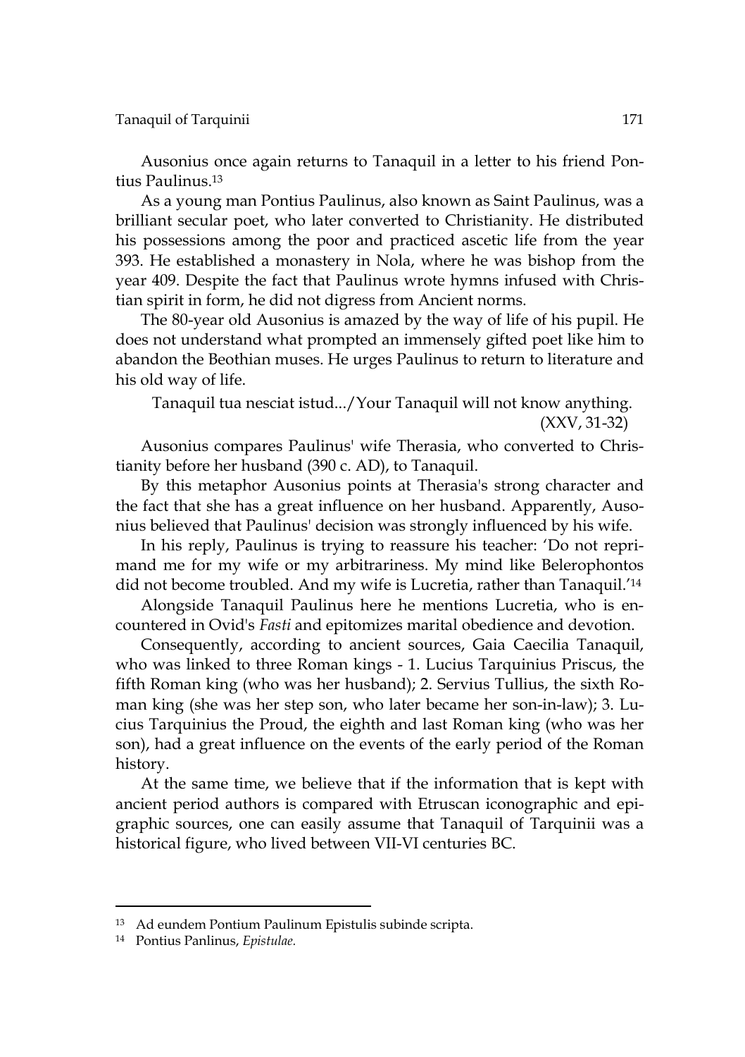Ausonius once again returns to Tanaquil in a letter to his friend Pontius Paulinus.[13]

As a young man Pontius Paulinus, also known as Saint Paulinus, was a brilliant secular poet, who later converted to Christianity. He distributed his possessions among the poor and practiced ascetic life from the year 393. He established a monastery in Nola, where he was bishop from the year 409. Despite the fact that Paulinus wrote hymns infused with Christian spirit in form, he did not digress from Ancient norms.

The 80-year old Ausonius is amazed by the way of life of his pupil. He does not understand what prompted an immensely gifted poet like him to abandon the Beothian muses. He urges Paulinus to return to literature and his old way of life.

Tanaquil tua nesciat istud.../Your Tanaquil will not know anything.
(XXV, 31-32)

Ausonius compares Paulinus' wife Therasia, who converted to Christianity before her husband (390 c. AD), to Tanaquil.

By this metaphor Ausonius points at Therasia's strong character and the fact that she has a great influence on her husband. Apparently, Ausonius believed that Paulinus' decision was strongly influenced by his wife.

In his reply, Paulinus is trying to reassure his teacher: 'Do not reprimand me for my wife or my arbitrariness. My mind like Belerophontos did not become troubled. And my wife is Lucretia, rather than Tanaquil.'[14]

Alongside Tanaquil Paulinus here he mentions Lucretia, who is encountered in Ovid's *Fasti* and epitomizes marital obedience and devotion.

Consequently, according to ancient sources, Gaia Caecilia Tanaquil, who was linked to three Roman kings - 1. Lucius Tarquinius Priscus, the fifth Roman king (who was her husband); 2. Servius Tullius, the sixth Roman king (she was her step son, who later became her son-in-law); 3. Lucius Tarquinius the Proud, the eighth and last Roman king (who was her son), had a great influence on the events of the early period of the Roman history.

At the same time, we believe that if the information that is kept with ancient period authors is compared with Etruscan iconographic and epigraphic sources, one can easily assume that Tanaquil of Tarquinii was a historical figure, who lived between VII-VI centuries BC.

---

[13] Ad eundem Pontium Paulinum Epistulis subinde scripta.

[14] Pontius Panlinus, *Epistulae.*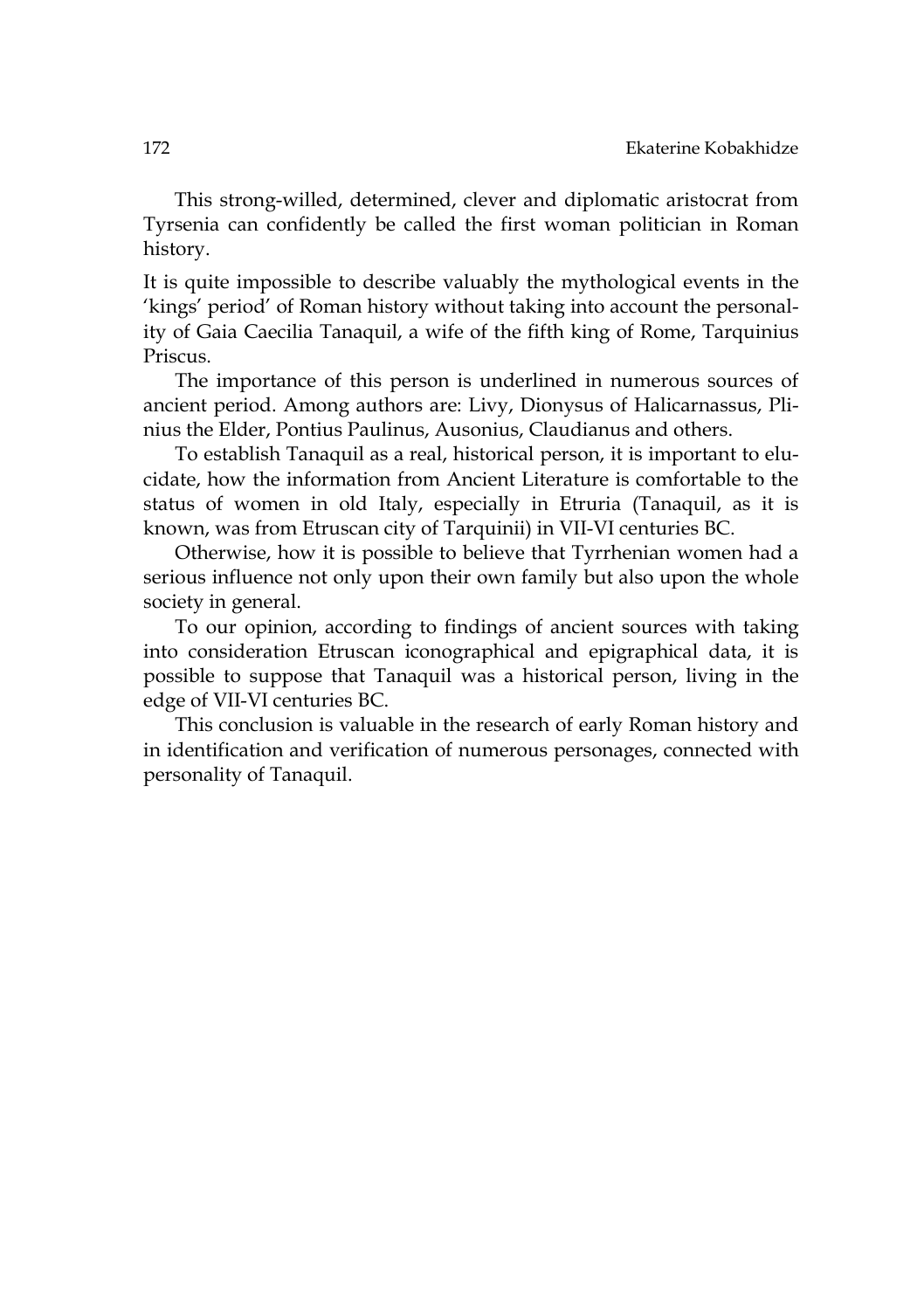This strong-willed, determined, clever and diplomatic aristocrat from Tyrsenia can confidently be called the first woman politician in Roman history.

It is quite impossible to describe valuably the mythological events in the 'kings' period' of Roman history without taking into account the personality of Gaia Caecilia Tanaquil, a wife of the fifth king of Rome, Tarquinius Priscus.

The importance of this person is underlined in numerous sources of ancient period. Among authors are: Livy, Dionysus of Halicarnassus, Plinius the Elder, Pontius Paulinus, Ausonius, Claudianus and others.

To establish Tanaquil as a real, historical person, it is important to elucidate, how the information from Ancient Literature is comfortable to the status of women in old Italy, especially in Etruria (Tanaquil, as it is known, was from Etruscan city of Tarquinii) in VII-VI centuries BC.

Otherwise, how it is possible to believe that Tyrrhenian women had a serious influence not only upon their own family but also upon the whole society in general.

To our opinion, according to findings of ancient sources with taking into consideration Etruscan iconographical and epigraphical data, it is possible to suppose that Tanaquil was a historical person, living in the edge of VII-VI centuries BC.

This conclusion is valuable in the research of early Roman history and in identification and verification of numerous personages, connected with personality of Tanaquil.